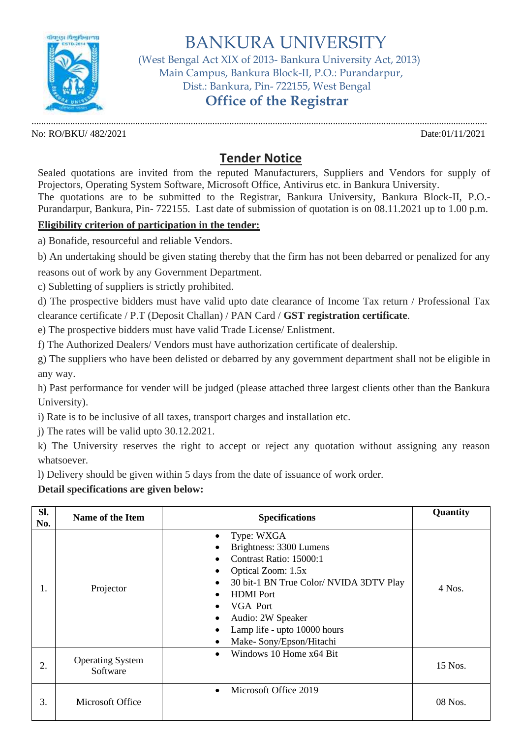# BANKURA UNIVERSITY

(West Bengal Act XIX of 2013- Bankura University Act, 2013)
Main Campus, Bankura Block-II, P.O.: Purandarpur,
Dist.: Bankura, Pin- 722155, West Bengal

## Office of the Registrar

No: RO/BKU/ 482/2021 Date:01/11/2021

## Tender Notice

Sealed quotations are invited from the reputed Manufacturers, Suppliers and Vendors for supply of Projectors, Operating System Software, Microsoft Office, Antivirus etc. in Bankura University.
The quotations are to be submitted to the Registrar, Bankura University, Bankura Block-II, P.O.- Purandarpur, Bankura, Pin- 722155. Last date of submission of quotation is on 08.11.2021 up to 1.00 p.m.

**Eligibility criterion of participation in the tender:**

a) Bonafide, resourceful and reliable Vendors.

b) An undertaking should be given stating thereby that the firm has not been debarred or penalized for any reasons out of work by any Government Department.

c) Subletting of suppliers is strictly prohibited.

d) The prospective bidders must have valid upto date clearance of Income Tax return / Professional Tax clearance certificate / P.T (Deposit Challan) / PAN Card / **GST registration certificate**.

e) The prospective bidders must have valid Trade License/ Enlistment.

f) The Authorized Dealers/ Vendors must have authorization certificate of dealership.

g) The suppliers who have been delisted or debarred by any government department shall not be eligible in any way.

h) Past performance for vender will be judged (please attached three largest clients other than the Bankura University).

i) Rate is to be inclusive of all taxes, transport charges and installation etc.

j) The rates will be valid upto 30.12.2021.

k) The University reserves the right to accept or reject any quotation without assigning any reason whatsoever.

l) Delivery should be given within 5 days from the date of issuance of work order.

**Detail specifications are given below:**

| Sl. No. | Name of the Item | Specifications | Quantity |
|---|---|---|---|
| 1. | Projector | • Type: WXGA<br>• Brightness: 3300 Lumens<br>• Contrast Ratio: 15000:1<br>• Optical Zoom: 1.5x<br>• 30 bit-1 BN True Color/ NVIDA 3DTV Play<br>• HDMI Port<br>• VGA Port<br>• Audio: 2W Speaker<br>• Lamp life - upto 10000 hours<br>• Make- Sony/Epson/Hitachi | 4 Nos. |
| 2. | Operating System Software | • Windows 10 Home x64 Bit | 15 Nos. |
| 3. | Microsoft Office | • Microsoft Office 2019 | 08 Nos. |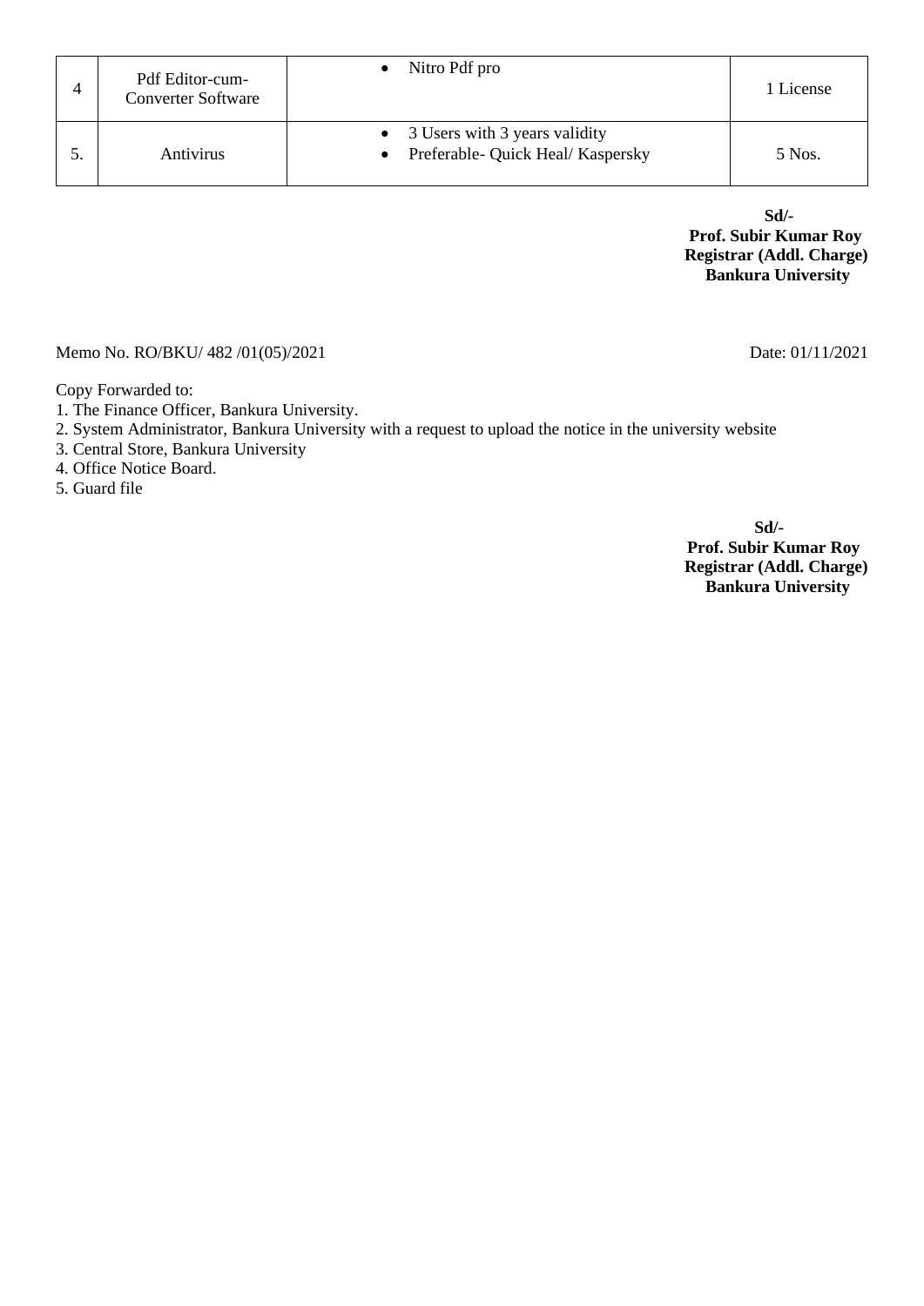| | | | |
|---|---|---|---|
| 4 | Pdf Editor-cum-Converter Software | • Nitro Pdf pro | 1 License |
| 5. | Antivirus | • 3 Users with 3 years validity<br>• Preferable- Quick Heal/ Kaspersky | 5 Nos. |

**Sd/-**
**Prof. Subir Kumar Roy**
**Registrar (Addl. Charge)**
**Bankura University**

Memo No. RO/BKU/ 482 /01(05)/2021 Date: 01/11/2021

Copy Forwarded to:

1. The Finance Officer, Bankura University.
2. System Administrator, Bankura University with a request to upload the notice in the university website
3. Central Store, Bankura University
4. Office Notice Board.
5. Guard file

**Sd/-**
**Prof. Subir Kumar Roy**
**Registrar (Addl. Charge)**
**Bankura University**